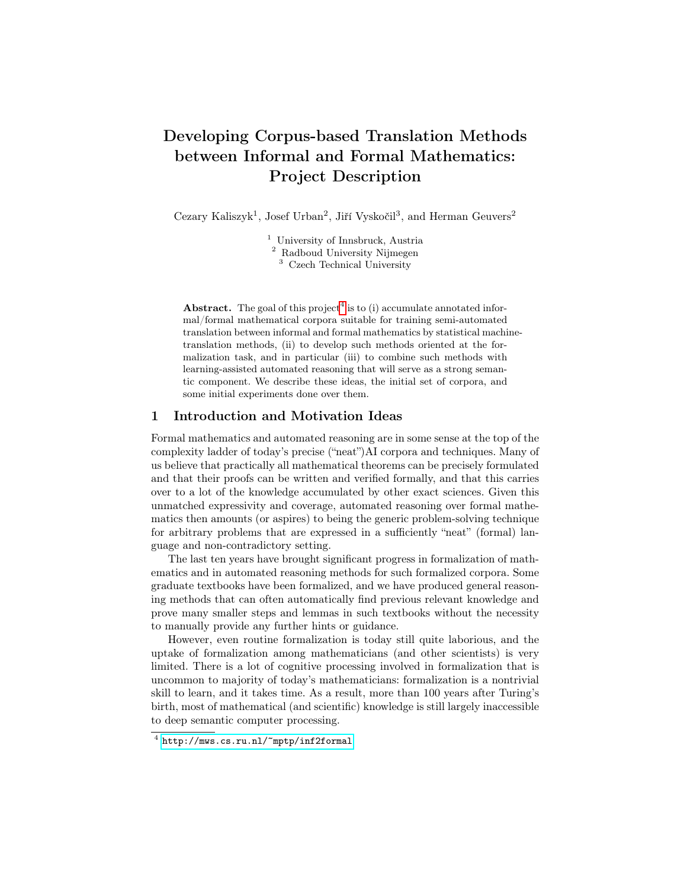# Developing Corpus-based Translation Methods between Informal and Formal Mathematics: Project Description

Cezary Kaliszyk[1], Josef Urban[2], Jiří Vyskočil[3], and Herman Geuvers[2]

[1] University of Innsbruck, Austria
[2] Radboud University Nijmegen
[3] Czech Technical University

**Abstract.** The goal of this project[4] is to (i) accumulate annotated informal/formal mathematical corpora suitable for training semi-automated translation between informal and formal mathematics by statistical machine-translation methods, (ii) to develop such methods oriented at the formalization task, and in particular (iii) to combine such methods with learning-assisted automated reasoning that will serve as a strong semantic component. We describe these ideas, the initial set of corpora, and some initial experiments done over them.

## 1 Introduction and Motivation Ideas

Formal mathematics and automated reasoning are in some sense at the top of the complexity ladder of today's precise ("neat")AI corpora and techniques. Many of us believe that practically all mathematical theorems can be precisely formulated and that their proofs can be written and verified formally, and that this carries over to a lot of the knowledge accumulated by other exact sciences. Given this unmatched expressivity and coverage, automated reasoning over formal mathematics then amounts (or aspires) to being the generic problem-solving technique for arbitrary problems that are expressed in a sufficiently "neat" (formal) language and non-contradictory setting.

The last ten years have brought significant progress in formalization of mathematics and in automated reasoning methods for such formalized corpora. Some graduate textbooks have been formalized, and we have produced general reasoning methods that can often automatically find previous relevant knowledge and prove many smaller steps and lemmas in such textbooks without the necessity to manually provide any further hints or guidance.

However, even routine formalization is today still quite laborious, and the uptake of formalization among mathematicians (and other scientists) is very limited. There is a lot of cognitive processing involved in formalization that is uncommon to majority of today's mathematicians: formalization is a nontrivial skill to learn, and it takes time. As a result, more than 100 years after Turing's birth, most of mathematical (and scientific) knowledge is still largely inaccessible to deep semantic computer processing.

[4] http://mws.cs.ru.nl/~mptp/inf2formal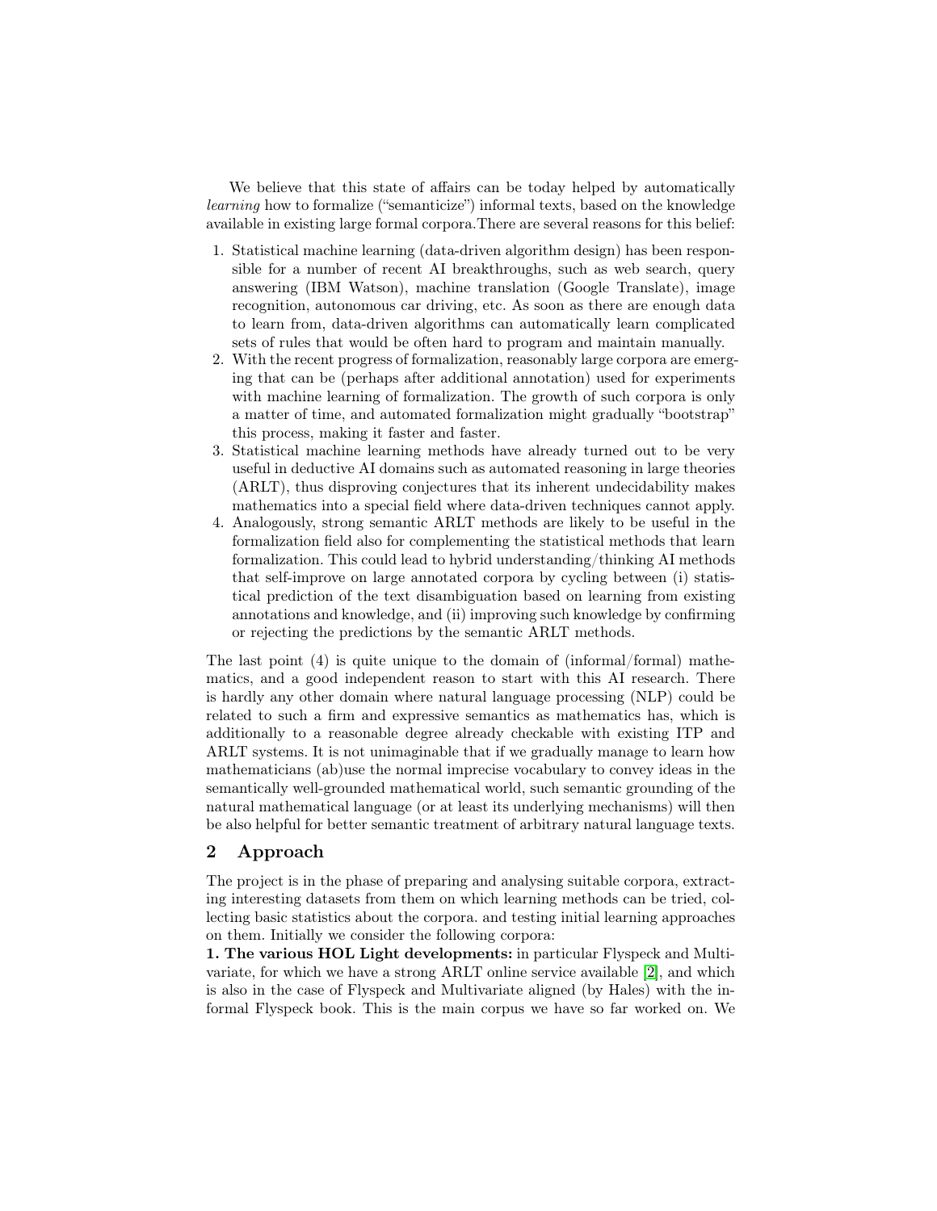We believe that this state of affairs can be today helped by automatically *learning* how to formalize ("semanticize") informal texts, based on the knowledge available in existing large formal corpora.There are several reasons for this belief:

1. Statistical machine learning (data-driven algorithm design) has been responsible for a number of recent AI breakthroughs, such as web search, query answering (IBM Watson), machine translation (Google Translate), image recognition, autonomous car driving, etc. As soon as there are enough data to learn from, data-driven algorithms can automatically learn complicated sets of rules that would be often hard to program and maintain manually.
2. With the recent progress of formalization, reasonably large corpora are emerging that can be (perhaps after additional annotation) used for experiments with machine learning of formalization. The growth of such corpora is only a matter of time, and automated formalization might gradually "bootstrap" this process, making it faster and faster.
3. Statistical machine learning methods have already turned out to be very useful in deductive AI domains such as automated reasoning in large theories (ARLT), thus disproving conjectures that its inherent undecidability makes mathematics into a special field where data-driven techniques cannot apply.
4. Analogously, strong semantic ARLT methods are likely to be useful in the formalization field also for complementing the statistical methods that learn formalization. This could lead to hybrid understanding/thinking AI methods that self-improve on large annotated corpora by cycling between (i) statistical prediction of the text disambiguation based on learning from existing annotations and knowledge, and (ii) improving such knowledge by confirming or rejecting the predictions by the semantic ARLT methods.

The last point (4) is quite unique to the domain of (informal/formal) mathematics, and a good independent reason to start with this AI research. There is hardly any other domain where natural language processing (NLP) could be related to such a firm and expressive semantics as mathematics has, which is additionally to a reasonable degree already checkable with existing ITP and ARLT systems. It is not unimaginable that if we gradually manage to learn how mathematicians (ab)use the normal imprecise vocabulary to convey ideas in the semantically well-grounded mathematical world, such semantic grounding of the natural mathematical language (or at least its underlying mechanisms) will then be also helpful for better semantic treatment of arbitrary natural language texts.

## 2 Approach

The project is in the phase of preparing and analysing suitable corpora, extracting interesting datasets from them on which learning methods can be tried, collecting basic statistics about the corpora. and testing initial learning approaches on them. Initially we consider the following corpora:

**1. The various HOL Light developments:** in particular Flyspeck and Multivariate, for which we have a strong ARLT online service available [2], and which is also in the case of Flyspeck and Multivariate aligned (by Hales) with the informal Flyspeck book. This is the main corpus we have so far worked on. We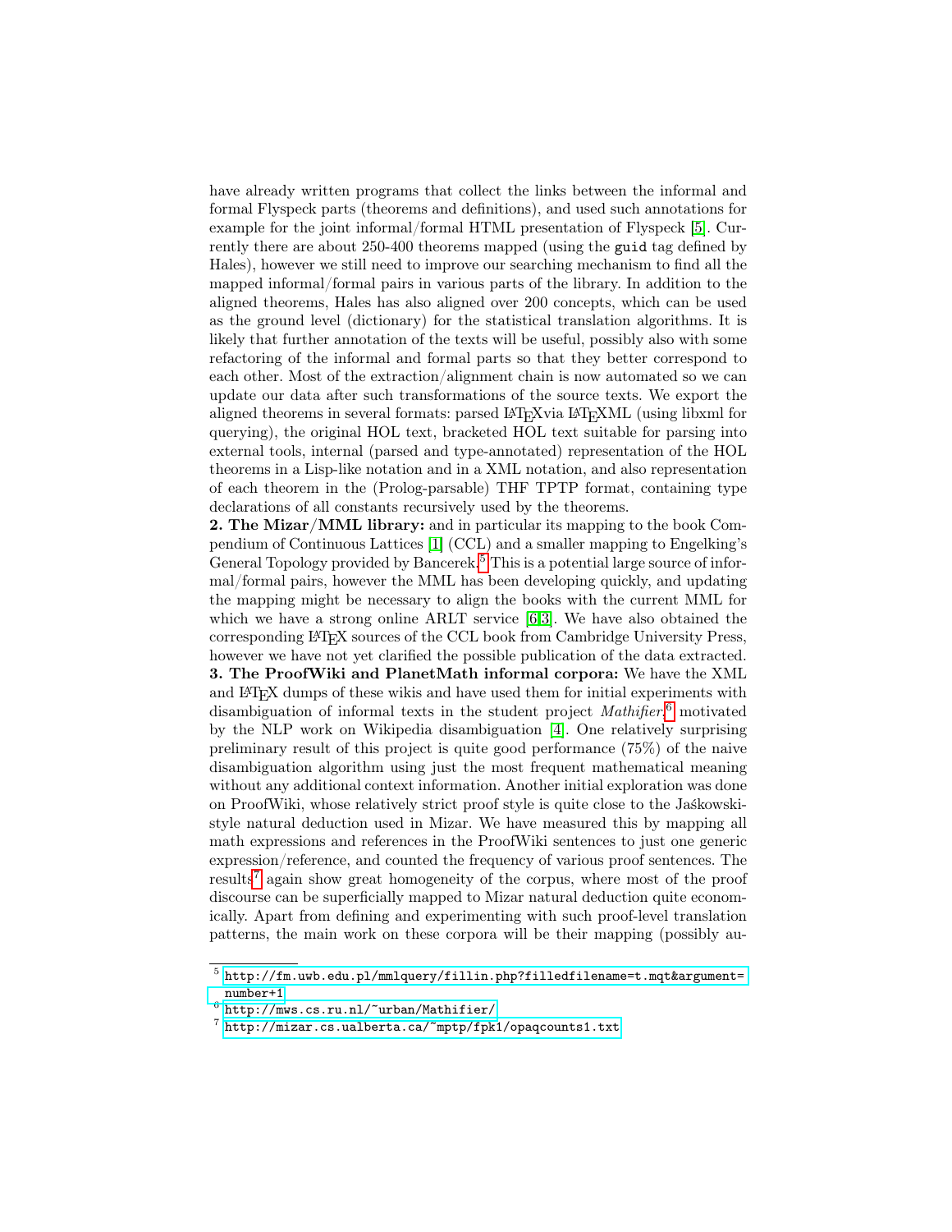have already written programs that collect the links between the informal and formal Flyspeck parts (theorems and definitions), and used such annotations for example for the joint informal/formal HTML presentation of Flyspeck [5]. Currently there are about 250-400 theorems mapped (using the `guid` tag defined by Hales), however we still need to improve our searching mechanism to find all the mapped informal/formal pairs in various parts of the library. In addition to the aligned theorems, Hales has also aligned over 200 concepts, which can be used as the ground level (dictionary) for the statistical translation algorithms. It is likely that further annotation of the texts will be useful, possibly also with some refactoring of the informal and formal parts so that they better correspond to each other. Most of the extraction/alignment chain is now automated so we can update our data after such transformations of the source texts. We export the aligned theorems in several formats: parsed LaTeXvia LaTeXML (using libxml for querying), the original HOL text, bracketed HOL text suitable for parsing into external tools, internal (parsed and type-annotated) representation of the HOL theorems in a Lisp-like notation and in a XML notation, and also representation of each theorem in the (Prolog-parsable) THF TPTP format, containing type declarations of all constants recursively used by the theorems.

**2. The Mizar/MML library:** and in particular its mapping to the book Compendium of Continuous Lattices [1] (CCL) and a smaller mapping to Engelking's General Topology provided by Bancerek.[5] This is a potential large source of informal/formal pairs, however the MML has been developing quickly, and updating the mapping might be necessary to align the books with the current MML for which we have a strong online ARLT service [6,3]. We have also obtained the corresponding LaTeX sources of the CCL book from Cambridge University Press, however we have not yet clarified the possible publication of the data extracted.

**3. The ProofWiki and PlanetMath informal corpora:** We have the XML and LaTeX dumps of these wikis and have used them for initial experiments with disambiguation of informal texts in the student project *Mathifier*.[6] motivated by the NLP work on Wikipedia disambiguation [4]. One relatively surprising preliminary result of this project is quite good performance (75%) of the naive disambiguation algorithm using just the most frequent mathematical meaning without any additional context information. Another initial exploration was done on ProofWiki, whose relatively strict proof style is quite close to the Jaśkowski-style natural deduction used in Mizar. We have measured this by mapping all math expressions and references in the ProofWiki sentences to just one generic expression/reference, and counted the frequency of various proof sentences. The results[7] again show great homogeneity of the corpus, where most of the proof discourse can be superficially mapped to Mizar natural deduction quite economically. Apart from defining and experimenting with such proof-level translation patterns, the main work on these corpora will be their mapping (possibly au-

---

[5] http://fm.uwb.edu.pl/mmlquery/fillin.php?filledfilename=t.mqt&argument=number+1

[6] http://mws.cs.ru.nl/~urban/Mathifier/

[7] http://mizar.cs.ualberta.ca/~mptp/fpk1/opaqcounts1.txt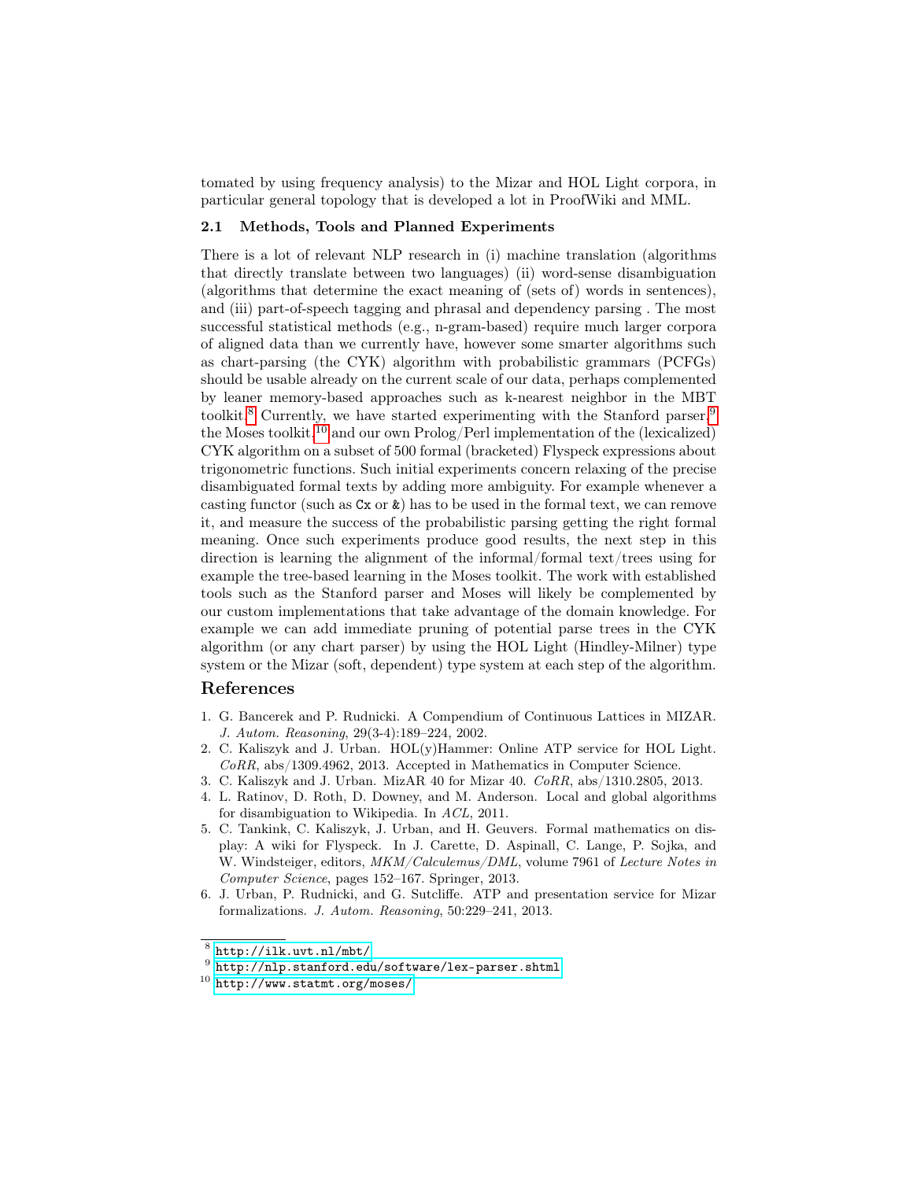tomated by using frequency analysis) to the Mizar and HOL Light corpora, in particular general topology that is developed a lot in ProofWiki and MML.

### 2.1 Methods, Tools and Planned Experiments

There is a lot of relevant NLP research in (i) machine translation (algorithms that directly translate between two languages) (ii) word-sense disambiguation (algorithms that determine the exact meaning of (sets of) words in sentences), and (iii) part-of-speech tagging and phrasal and dependency parsing . The most successful statistical methods (e.g., n-gram-based) require much larger corpora of aligned data than we currently have, however some smarter algorithms such as chart-parsing (the CYK) algorithm with probabilistic grammars (PCFGs) should be usable already on the current scale of our data, perhaps complemented by leaner memory-based approaches such as k-nearest neighbor in the MBT toolkit.[8] Currently, we have started experimenting with the Stanford parser,[9] the Moses toolkit,[10] and our own Prolog/Perl implementation of the (lexicalized) CYK algorithm on a subset of 500 formal (bracketed) Flyspeck expressions about trigonometric functions. Such initial experiments concern relaxing of the precise disambiguated formal texts by adding more ambiguity. For example whenever a casting functor (such as `Cx` or `&`) has to be used in the formal text, we can remove it, and measure the success of the probabilistic parsing getting the right formal meaning. Once such experiments produce good results, the next step in this direction is learning the alignment of the informal/formal text/trees using for example the tree-based learning in the Moses toolkit. The work with established tools such as the Stanford parser and Moses will likely be complemented by our custom implementations that take advantage of the domain knowledge. For example we can add immediate pruning of potential parse trees in the CYK algorithm (or any chart parser) by using the HOL Light (Hindley-Milner) type system or the Mizar (soft, dependent) type system at each step of the algorithm.

## References

1. G. Bancerek and P. Rudnicki. A Compendium of Continuous Lattices in MIZAR. *J. Autom. Reasoning*, 29(3-4):189–224, 2002.
2. C. Kaliszyk and J. Urban. HOL(y)Hammer: Online ATP service for HOL Light. *CoRR*, abs/1309.4962, 2013. Accepted in Mathematics in Computer Science.
3. C. Kaliszyk and J. Urban. MizAR 40 for Mizar 40. *CoRR*, abs/1310.2805, 2013.
4. L. Ratinov, D. Roth, D. Downey, and M. Anderson. Local and global algorithms for disambiguation to Wikipedia. In *ACL*, 2011.
5. C. Tankink, C. Kaliszyk, J. Urban, and H. Geuvers. Formal mathematics on display: A wiki for Flyspeck. In J. Carette, D. Aspinall, C. Lange, P. Sojka, and W. Windsteiger, editors, *MKM/Calculemus/DML*, volume 7961 of *Lecture Notes in Computer Science*, pages 152–167. Springer, 2013.
6. J. Urban, P. Rudnicki, and G. Sutcliffe. ATP and presentation service for Mizar formalizations. *J. Autom. Reasoning*, 50:229–241, 2013.

---

[8] http://ilk.uvt.nl/mbt/

[9] http://nlp.stanford.edu/software/lex-parser.shtml

[10] http://www.statmt.org/moses/